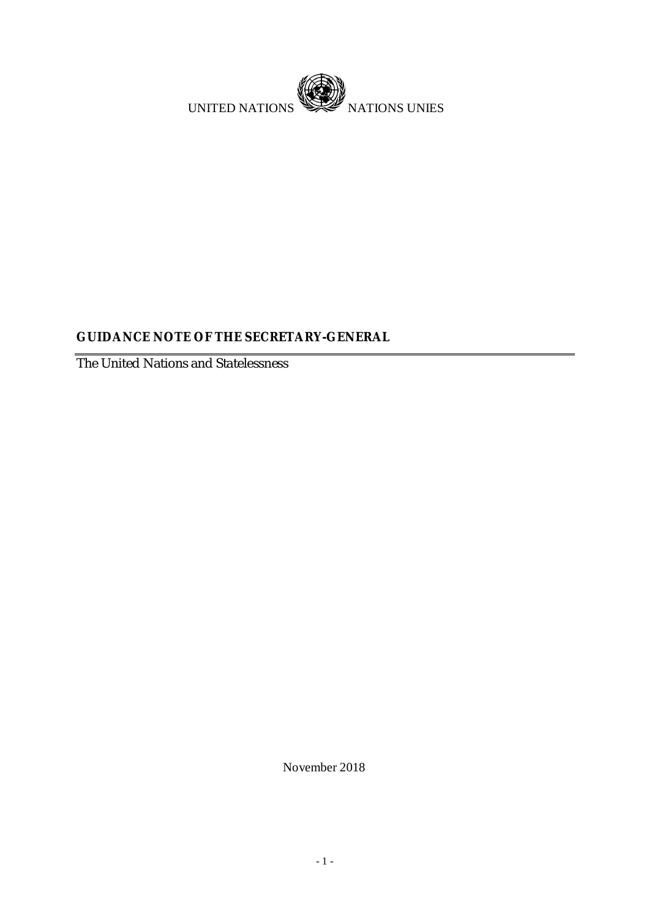UNITED NATIONS NATIONS UNIES

**GUIDANCE NOTE OF THE SECRETARY-GENERAL**

The United Nations and Statelessness

November 2018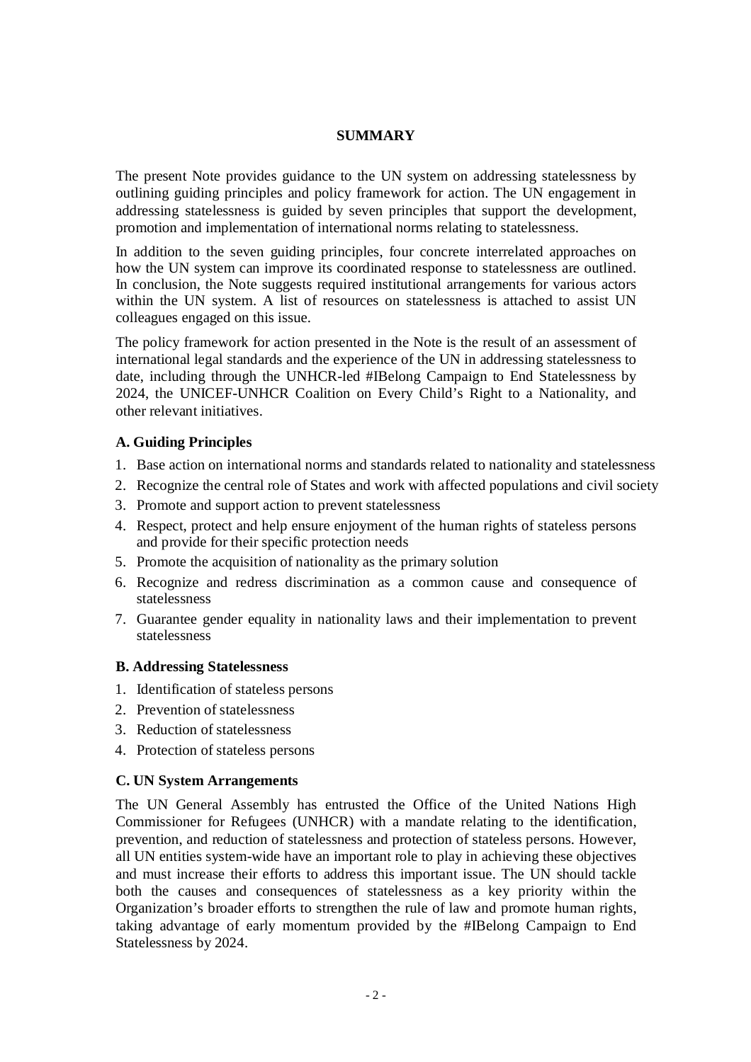## SUMMARY

The present Note provides guidance to the UN system on addressing statelessness by outlining guiding principles and policy framework for action. The UN engagement in addressing statelessness is guided by seven principles that support the development, promotion and implementation of international norms relating to statelessness.

In addition to the seven guiding principles, four concrete interrelated approaches on how the UN system can improve its coordinated response to statelessness are outlined. In conclusion, the Note suggests required institutional arrangements for various actors within the UN system. A list of resources on statelessness is attached to assist UN colleagues engaged on this issue.

The policy framework for action presented in the Note is the result of an assessment of international legal standards and the experience of the UN in addressing statelessness to date, including through the UNHCR-led #IBelong Campaign to End Statelessness by 2024, the UNICEF-UNHCR Coalition on Every Child's Right to a Nationality, and other relevant initiatives.

### A. Guiding Principles

1. Base action on international norms and standards related to nationality and statelessness
2. Recognize the central role of States and work with affected populations and civil society
3. Promote and support action to prevent statelessness
4. Respect, protect and help ensure enjoyment of the human rights of stateless persons and provide for their specific protection needs
5. Promote the acquisition of nationality as the primary solution
6. Recognize and redress discrimination as a common cause and consequence of statelessness
7. Guarantee gender equality in nationality laws and their implementation to prevent statelessness

### B. Addressing Statelessness

1. Identification of stateless persons
2. Prevention of statelessness
3. Reduction of statelessness
4. Protection of stateless persons

### C. UN System Arrangements

The UN General Assembly has entrusted the Office of the United Nations High Commissioner for Refugees (UNHCR) with a mandate relating to the identification, prevention, and reduction of statelessness and protection of stateless persons. However, all UN entities system-wide have an important role to play in achieving these objectives and must increase their efforts to address this important issue. The UN should tackle both the causes and consequences of statelessness as a key priority within the Organization's broader efforts to strengthen the rule of law and promote human rights, taking advantage of early momentum provided by the #IBelong Campaign to End Statelessness by 2024.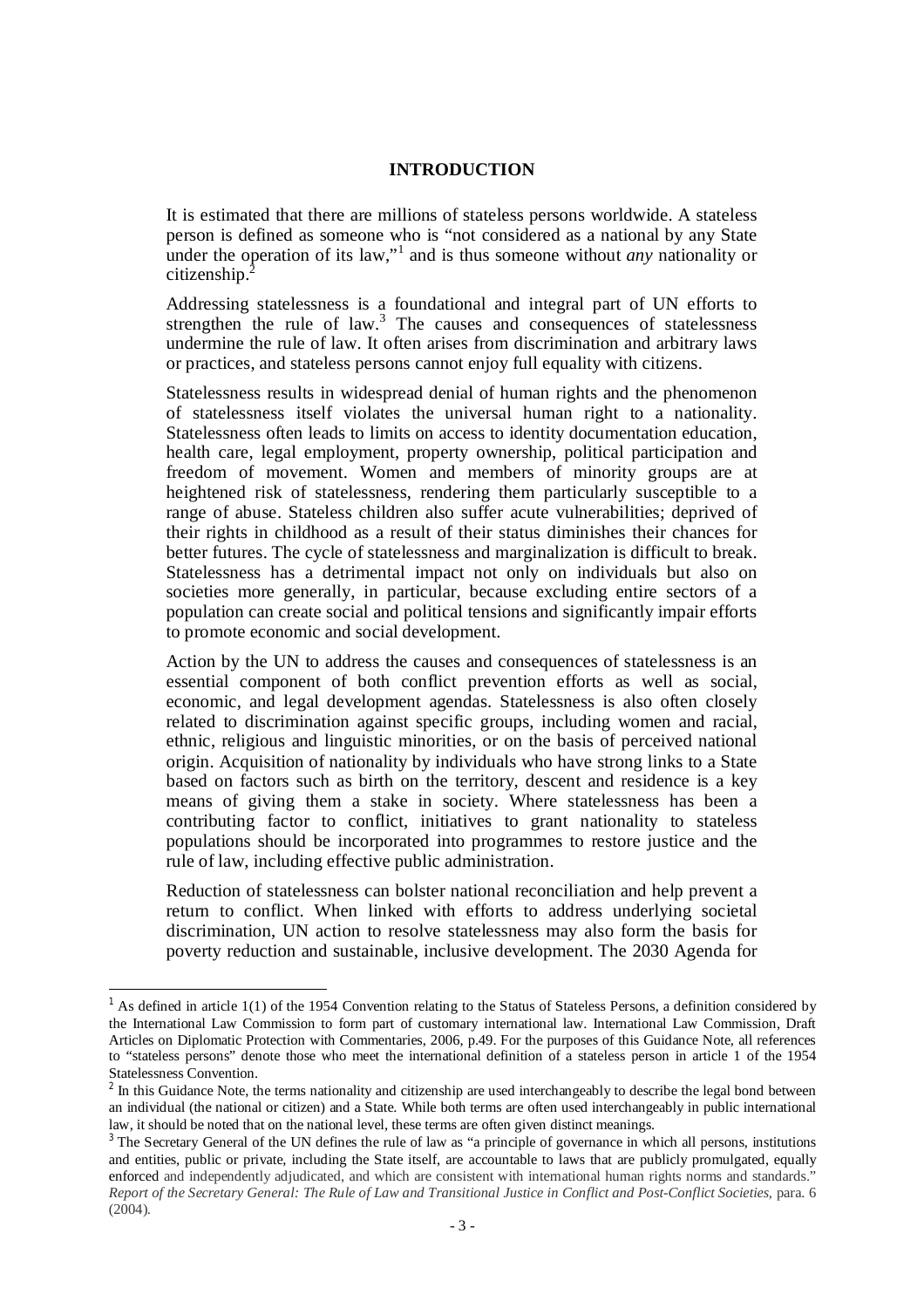## INTRODUCTION

It is estimated that there are millions of stateless persons worldwide. A stateless person is defined as someone who is "not considered as a national by any State under the operation of its law,"[1] and is thus someone without *any* nationality or citizenship.[2]

Addressing statelessness is a foundational and integral part of UN efforts to strengthen the rule of law.[3] The causes and consequences of statelessness undermine the rule of law. It often arises from discrimination and arbitrary laws or practices, and stateless persons cannot enjoy full equality with citizens.

Statelessness results in widespread denial of human rights and the phenomenon of statelessness itself violates the universal human right to a nationality. Statelessness often leads to limits on access to identity documentation education, health care, legal employment, property ownership, political participation and freedom of movement. Women and members of minority groups are at heightened risk of statelessness, rendering them particularly susceptible to a range of abuse. Stateless children also suffer acute vulnerabilities; deprived of their rights in childhood as a result of their status diminishes their chances for better futures. The cycle of statelessness and marginalization is difficult to break. Statelessness has a detrimental impact not only on individuals but also on societies more generally, in particular, because excluding entire sectors of a population can create social and political tensions and significantly impair efforts to promote economic and social development.

Action by the UN to address the causes and consequences of statelessness is an essential component of both conflict prevention efforts as well as social, economic, and legal development agendas. Statelessness is also often closely related to discrimination against specific groups, including women and racial, ethnic, religious and linguistic minorities, or on the basis of perceived national origin. Acquisition of nationality by individuals who have strong links to a State based on factors such as birth on the territory, descent and residence is a key means of giving them a stake in society. Where statelessness has been a contributing factor to conflict, initiatives to grant nationality to stateless populations should be incorporated into programmes to restore justice and the rule of law, including effective public administration.

Reduction of statelessness can bolster national reconciliation and help prevent a return to conflict. When linked with efforts to address underlying societal discrimination, UN action to resolve statelessness may also form the basis for poverty reduction and sustainable, inclusive development. The 2030 Agenda for

---

[1] As defined in article 1(1) of the 1954 Convention relating to the Status of Stateless Persons, a definition considered by the International Law Commission to form part of customary international law. International Law Commission, Draft Articles on Diplomatic Protection with Commentaries, 2006, p.49. For the purposes of this Guidance Note, all references to "stateless persons" denote those who meet the international definition of a stateless person in article 1 of the 1954 Statelessness Convention.

[2] In this Guidance Note, the terms nationality and citizenship are used interchangeably to describe the legal bond between an individual (the national or citizen) and a State. While both terms are often used interchangeably in public international law, it should be noted that on the national level, these terms are often given distinct meanings.

[3] The Secretary General of the UN defines the rule of law as "a principle of governance in which all persons, institutions and entities, public or private, including the State itself, are accountable to laws that are publicly promulgated, equally enforced and independently adjudicated, and which are consistent with international human rights norms and standards." *Report of the Secretary General: The Rule of Law and Transitional Justice in Conflict and Post-Conflict Societies*, para. 6 (2004).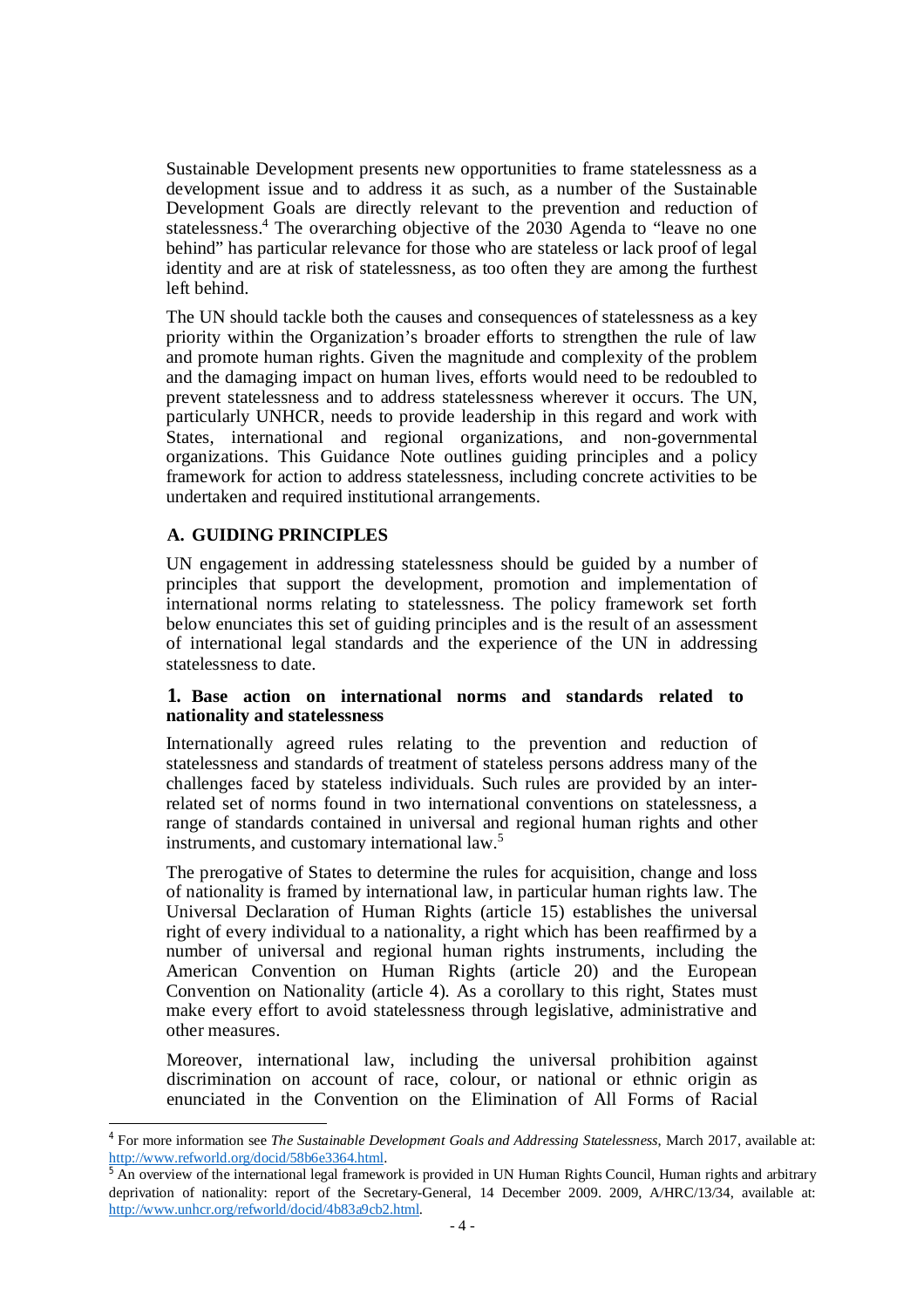Sustainable Development presents new opportunities to frame statelessness as a development issue and to address it as such, as a number of the Sustainable Development Goals are directly relevant to the prevention and reduction of statelessness.[4] The overarching objective of the 2030 Agenda to "leave no one behind" has particular relevance for those who are stateless or lack proof of legal identity and are at risk of statelessness, as too often they are among the furthest left behind.

The UN should tackle both the causes and consequences of statelessness as a key priority within the Organization's broader efforts to strengthen the rule of law and promote human rights. Given the magnitude and complexity of the problem and the damaging impact on human lives, efforts would need to be redoubled to prevent statelessness and to address statelessness wherever it occurs. The UN, particularly UNHCR, needs to provide leadership in this regard and work with States, international and regional organizations, and non-governmental organizations. This Guidance Note outlines guiding principles and a policy framework for action to address statelessness, including concrete activities to be undertaken and required institutional arrangements.

## A. GUIDING PRINCIPLES

UN engagement in addressing statelessness should be guided by a number of principles that support the development, promotion and implementation of international norms relating to statelessness. The policy framework set forth below enunciates this set of guiding principles and is the result of an assessment of international legal standards and the experience of the UN in addressing statelessness to date.

### 1. Base action on international norms and standards related to nationality and statelessness

Internationally agreed rules relating to the prevention and reduction of statelessness and standards of treatment of stateless persons address many of the challenges faced by stateless individuals. Such rules are provided by an inter-related set of norms found in two international conventions on statelessness, a range of standards contained in universal and regional human rights and other instruments, and customary international law.[5]

The prerogative of States to determine the rules for acquisition, change and loss of nationality is framed by international law, in particular human rights law. The Universal Declaration of Human Rights (article 15) establishes the universal right of every individual to a nationality, a right which has been reaffirmed by a number of universal and regional human rights instruments, including the American Convention on Human Rights (article 20) and the European Convention on Nationality (article 4). As a corollary to this right, States must make every effort to avoid statelessness through legislative, administrative and other measures.

Moreover, international law, including the universal prohibition against discrimination on account of race, colour, or national or ethnic origin as enunciated in the Convention on the Elimination of All Forms of Racial

---

[4] For more information see *The Sustainable Development Goals and Addressing Statelessness*, March 2017, available at: http://www.refworld.org/docid/58b6e3364.html.

[5] An overview of the international legal framework is provided in UN Human Rights Council, Human rights and arbitrary deprivation of nationality: report of the Secretary-General, 14 December 2009. 2009, A/HRC/13/34, available at: http://www.unhcr.org/refworld/docid/4b83a9cb2.html.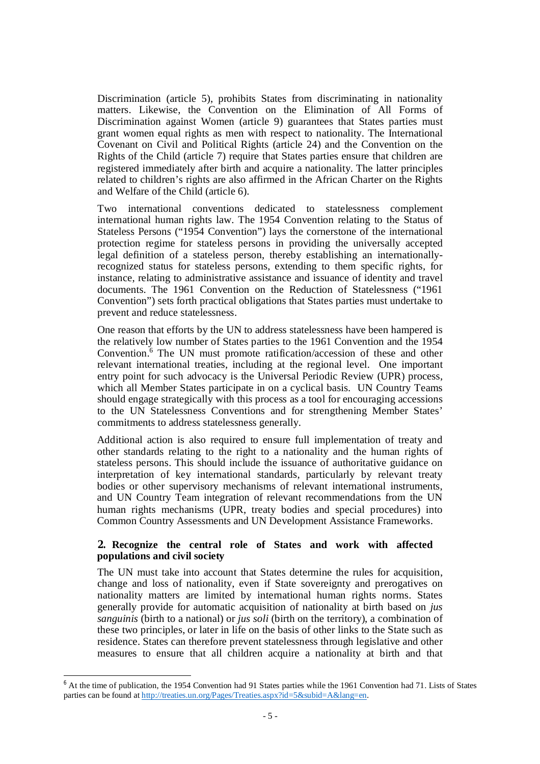Discrimination (article 5), prohibits States from discriminating in nationality matters. Likewise, the Convention on the Elimination of All Forms of Discrimination against Women (article 9) guarantees that States parties must grant women equal rights as men with respect to nationality. The International Covenant on Civil and Political Rights (article 24) and the Convention on the Rights of the Child (article 7) require that States parties ensure that children are registered immediately after birth and acquire a nationality. The latter principles related to children's rights are also affirmed in the African Charter on the Rights and Welfare of the Child (article 6).

Two international conventions dedicated to statelessness complement international human rights law. The 1954 Convention relating to the Status of Stateless Persons ("1954 Convention") lays the cornerstone of the international protection regime for stateless persons in providing the universally accepted legal definition of a stateless person, thereby establishing an internationally-recognized status for stateless persons, extending to them specific rights, for instance, relating to administrative assistance and issuance of identity and travel documents. The 1961 Convention on the Reduction of Statelessness ("1961 Convention") sets forth practical obligations that States parties must undertake to prevent and reduce statelessness.

One reason that efforts by the UN to address statelessness have been hampered is the relatively low number of States parties to the 1961 Convention and the 1954 Convention.[6] The UN must promote ratification/accession of these and other relevant international treaties, including at the regional level. One important entry point for such advocacy is the Universal Periodic Review (UPR) process, which all Member States participate in on a cyclical basis. UN Country Teams should engage strategically with this process as a tool for encouraging accessions to the UN Statelessness Conventions and for strengthening Member States' commitments to address statelessness generally.

Additional action is also required to ensure full implementation of treaty and other standards relating to the right to a nationality and the human rights of stateless persons. This should include the issuance of authoritative guidance on interpretation of key international standards, particularly by relevant treaty bodies or other supervisory mechanisms of relevant international instruments, and UN Country Team integration of relevant recommendations from the UN human rights mechanisms (UPR, treaty bodies and special procedures) into Common Country Assessments and UN Development Assistance Frameworks.

## 2. Recognize the central role of States and work with affected populations and civil society

The UN must take into account that States determine the rules for acquisition, change and loss of nationality, even if State sovereignty and prerogatives on nationality matters are limited by international human rights norms. States generally provide for automatic acquisition of nationality at birth based on *jus sanguinis* (birth to a national) or *jus soli* (birth on the territory), a combination of these two principles, or later in life on the basis of other links to the State such as residence. States can therefore prevent statelessness through legislative and other measures to ensure that all children acquire a nationality at birth and that

---

[6] At the time of publication, the 1954 Convention had 91 States parties while the 1961 Convention had 71. Lists of States parties can be found at http://treaties.un.org/Pages/Treaties.aspx?id=5&subid=A&lang=en.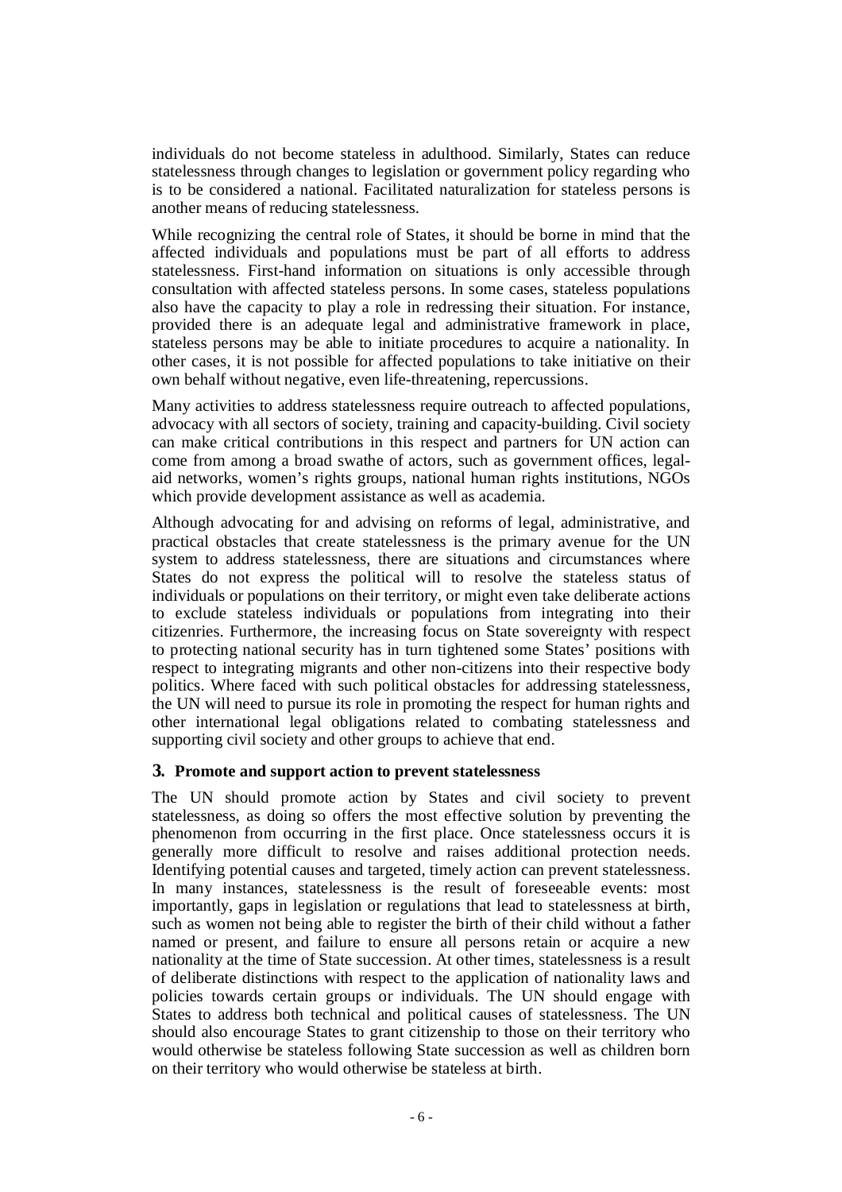individuals do not become stateless in adulthood. Similarly, States can reduce statelessness through changes to legislation or government policy regarding who is to be considered a national. Facilitated naturalization for stateless persons is another means of reducing statelessness.

While recognizing the central role of States, it should be borne in mind that the affected individuals and populations must be part of all efforts to address statelessness. First-hand information on situations is only accessible through consultation with affected stateless persons. In some cases, stateless populations also have the capacity to play a role in redressing their situation. For instance, provided there is an adequate legal and administrative framework in place, stateless persons may be able to initiate procedures to acquire a nationality. In other cases, it is not possible for affected populations to take initiative on their own behalf without negative, even life-threatening, repercussions.

Many activities to address statelessness require outreach to affected populations, advocacy with all sectors of society, training and capacity-building. Civil society can make critical contributions in this respect and partners for UN action can come from among a broad swathe of actors, such as government offices, legal-aid networks, women's rights groups, national human rights institutions, NGOs which provide development assistance as well as academia.

Although advocating for and advising on reforms of legal, administrative, and practical obstacles that create statelessness is the primary avenue for the UN system to address statelessness, there are situations and circumstances where States do not express the political will to resolve the stateless status of individuals or populations on their territory, or might even take deliberate actions to exclude stateless individuals or populations from integrating into their citizenries. Furthermore, the increasing focus on State sovereignty with respect to protecting national security has in turn tightened some States' positions with respect to integrating migrants and other non-citizens into their respective body politics. Where faced with such political obstacles for addressing statelessness, the UN will need to pursue its role in promoting the respect for human rights and other international legal obligations related to combating statelessness and supporting civil society and other groups to achieve that end.

### 3. Promote and support action to prevent statelessness

The UN should promote action by States and civil society to prevent statelessness, as doing so offers the most effective solution by preventing the phenomenon from occurring in the first place. Once statelessness occurs it is generally more difficult to resolve and raises additional protection needs. Identifying potential causes and targeted, timely action can prevent statelessness. In many instances, statelessness is the result of foreseeable events: most importantly, gaps in legislation or regulations that lead to statelessness at birth, such as women not being able to register the birth of their child without a father named or present, and failure to ensure all persons retain or acquire a new nationality at the time of State succession. At other times, statelessness is a result of deliberate distinctions with respect to the application of nationality laws and policies towards certain groups or individuals. The UN should engage with States to address both technical and political causes of statelessness. The UN should also encourage States to grant citizenship to those on their territory who would otherwise be stateless following State succession as well as children born on their territory who would otherwise be stateless at birth.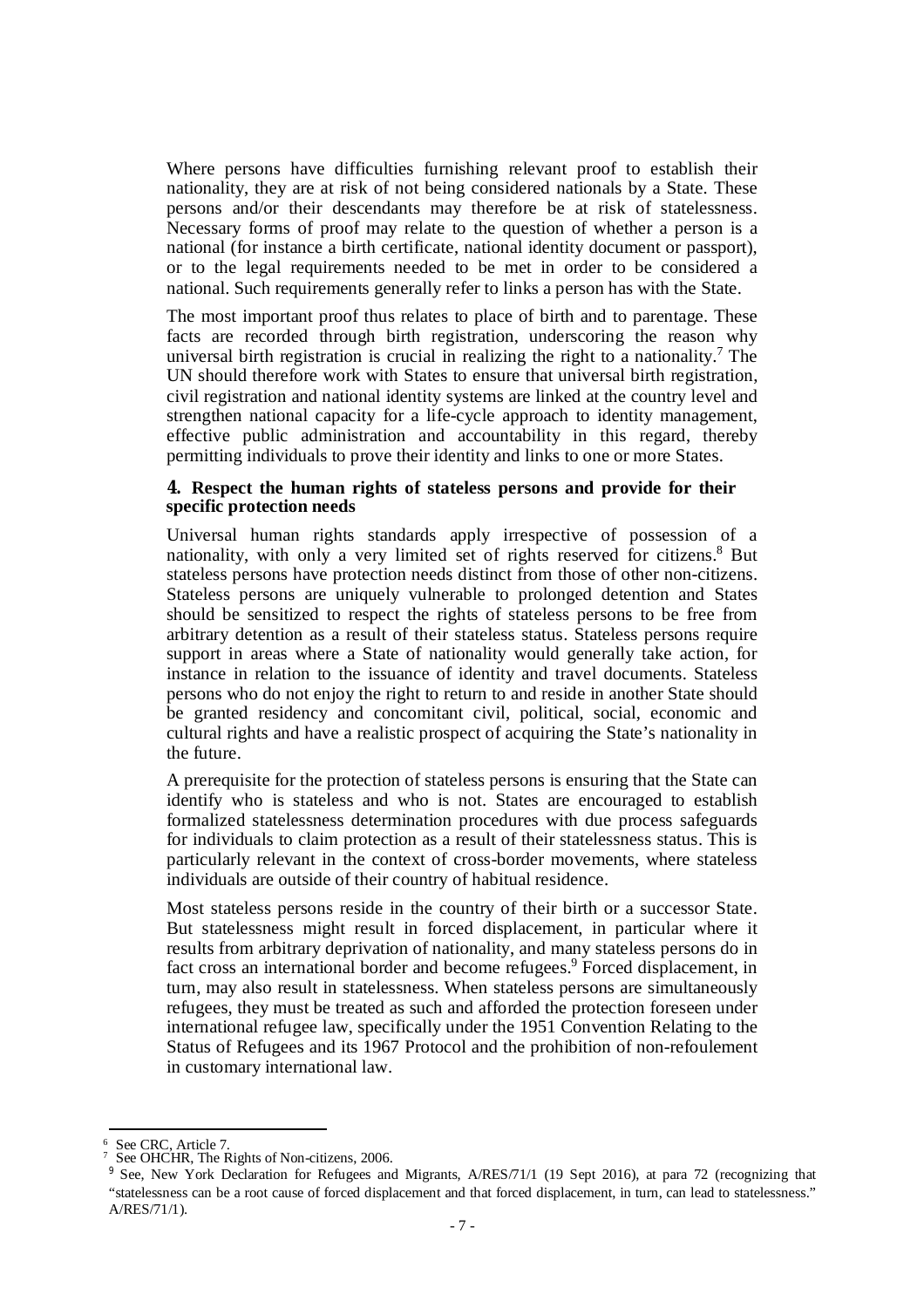Where persons have difficulties furnishing relevant proof to establish their nationality, they are at risk of not being considered nationals by a State. These persons and/or their descendants may therefore be at risk of statelessness. Necessary forms of proof may relate to the question of whether a person is a national (for instance a birth certificate, national identity document or passport), or to the legal requirements needed to be met in order to be considered a national. Such requirements generally refer to links a person has with the State.

The most important proof thus relates to place of birth and to parentage. These facts are recorded through birth registration, underscoring the reason why universal birth registration is crucial in realizing the right to a nationality.[7] The UN should therefore work with States to ensure that universal birth registration, civil registration and national identity systems are linked at the country level and strengthen national capacity for a life-cycle approach to identity management, effective public administration and accountability in this regard, thereby permitting individuals to prove their identity and links to one or more States.

### 4. Respect the human rights of stateless persons and provide for their specific protection needs

Universal human rights standards apply irrespective of possession of a nationality, with only a very limited set of rights reserved for citizens.[8] But stateless persons have protection needs distinct from those of other non-citizens. Stateless persons are uniquely vulnerable to prolonged detention and States should be sensitized to respect the rights of stateless persons to be free from arbitrary detention as a result of their stateless status. Stateless persons require support in areas where a State of nationality would generally take action, for instance in relation to the issuance of identity and travel documents. Stateless persons who do not enjoy the right to return to and reside in another State should be granted residency and concomitant civil, political, social, economic and cultural rights and have a realistic prospect of acquiring the State's nationality in the future.

A prerequisite for the protection of stateless persons is ensuring that the State can identify who is stateless and who is not. States are encouraged to establish formalized statelessness determination procedures with due process safeguards for individuals to claim protection as a result of their statelessness status. This is particularly relevant in the context of cross-border movements, where stateless individuals are outside of their country of habitual residence.

Most stateless persons reside in the country of their birth or a successor State. But statelessness might result in forced displacement, in particular where it results from arbitrary deprivation of nationality, and many stateless persons do in fact cross an international border and become refugees.[9] Forced displacement, in turn, may also result in statelessness. When stateless persons are simultaneously refugees, they must be treated as such and afforded the protection foreseen under international refugee law, specifically under the 1951 Convention Relating to the Status of Refugees and its 1967 Protocol and the prohibition of non-refoulement in customary international law.

---

[6] See CRC, Article 7.

[7] See OHCHR, The Rights of Non-citizens, 2006.

[9] See, New York Declaration for Refugees and Migrants, A/RES/71/1 (19 Sept 2016), at para 72 (recognizing that "statelessness can be a root cause of forced displacement and that forced displacement, in turn, can lead to statelessness." A/RES/71/1).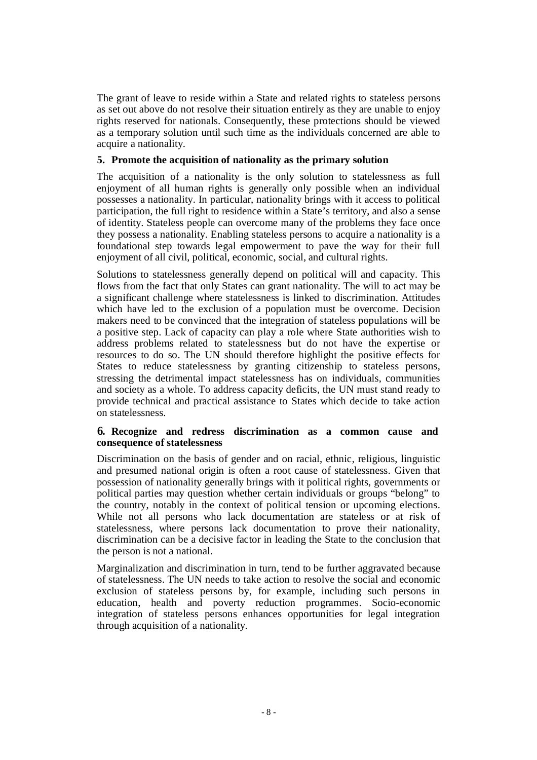The grant of leave to reside within a State and related rights to stateless persons as set out above do not resolve their situation entirely as they are unable to enjoy rights reserved for nationals. Consequently, these protections should be viewed as a temporary solution until such time as the individuals concerned are able to acquire a nationality.

### 5. Promote the acquisition of nationality as the primary solution

The acquisition of a nationality is the only solution to statelessness as full enjoyment of all human rights is generally only possible when an individual possesses a nationality. In particular, nationality brings with it access to political participation, the full right to residence within a State's territory, and also a sense of identity. Stateless people can overcome many of the problems they face once they possess a nationality. Enabling stateless persons to acquire a nationality is a foundational step towards legal empowerment to pave the way for their full enjoyment of all civil, political, economic, social, and cultural rights.

Solutions to statelessness generally depend on political will and capacity. This flows from the fact that only States can grant nationality. The will to act may be a significant challenge where statelessness is linked to discrimination. Attitudes which have led to the exclusion of a population must be overcome. Decision makers need to be convinced that the integration of stateless populations will be a positive step. Lack of capacity can play a role where State authorities wish to address problems related to statelessness but do not have the expertise or resources to do so. The UN should therefore highlight the positive effects for States to reduce statelessness by granting citizenship to stateless persons, stressing the detrimental impact statelessness has on individuals, communities and society as a whole. To address capacity deficits, the UN must stand ready to provide technical and practical assistance to States which decide to take action on statelessness.

### 6. Recognize and redress discrimination as a common cause and consequence of statelessness

Discrimination on the basis of gender and on racial, ethnic, religious, linguistic and presumed national origin is often a root cause of statelessness. Given that possession of nationality generally brings with it political rights, governments or political parties may question whether certain individuals or groups "belong" to the country, notably in the context of political tension or upcoming elections. While not all persons who lack documentation are stateless or at risk of statelessness, where persons lack documentation to prove their nationality, discrimination can be a decisive factor in leading the State to the conclusion that the person is not a national.

Marginalization and discrimination in turn, tend to be further aggravated because of statelessness. The UN needs to take action to resolve the social and economic exclusion of stateless persons by, for example, including such persons in education, health and poverty reduction programmes. Socio-economic integration of stateless persons enhances opportunities for legal integration through acquisition of a nationality.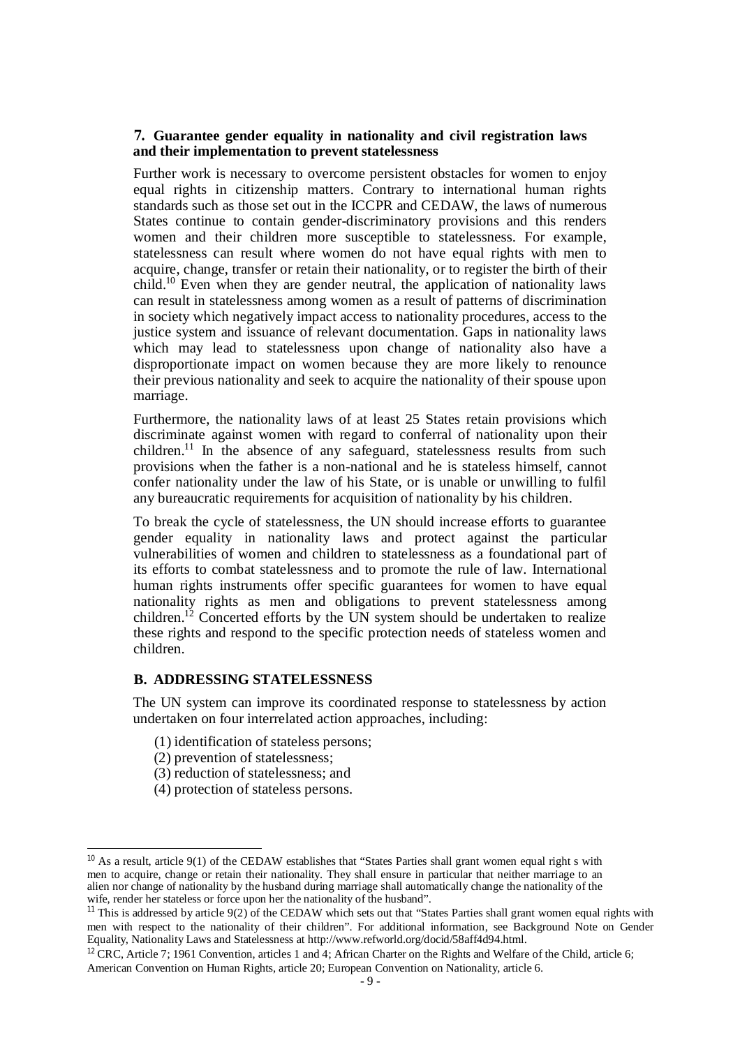### 7. Guarantee gender equality in nationality and civil registration laws and their implementation to prevent statelessness

Further work is necessary to overcome persistent obstacles for women to enjoy equal rights in citizenship matters. Contrary to international human rights standards such as those set out in the ICCPR and CEDAW, the laws of numerous States continue to contain gender-discriminatory provisions and this renders women and their children more susceptible to statelessness. For example, statelessness can result where women do not have equal rights with men to acquire, change, transfer or retain their nationality, or to register the birth of their child.[10] Even when they are gender neutral, the application of nationality laws can result in statelessness among women as a result of patterns of discrimination in society which negatively impact access to nationality procedures, access to the justice system and issuance of relevant documentation. Gaps in nationality laws which may lead to statelessness upon change of nationality also have a disproportionate impact on women because they are more likely to renounce their previous nationality and seek to acquire the nationality of their spouse upon marriage.

Furthermore, the nationality laws of at least 25 States retain provisions which discriminate against women with regard to conferral of nationality upon their children.[11] In the absence of any safeguard, statelessness results from such provisions when the father is a non-national and he is stateless himself, cannot confer nationality under the law of his State, or is unable or unwilling to fulfil any bureaucratic requirements for acquisition of nationality by his children.

To break the cycle of statelessness, the UN should increase efforts to guarantee gender equality in nationality laws and protect against the particular vulnerabilities of women and children to statelessness as a foundational part of its efforts to combat statelessness and to promote the rule of law. International human rights instruments offer specific guarantees for women to have equal nationality rights as men and obligations to prevent statelessness among children.[12] Concerted efforts by the UN system should be undertaken to realize these rights and respond to the specific protection needs of stateless women and children.

## B. ADDRESSING STATELESSNESS

The UN system can improve its coordinated response to statelessness by action undertaken on four interrelated action approaches, including:

(1) identification of stateless persons;
(2) prevention of statelessness;
(3) reduction of statelessness; and
(4) protection of stateless persons.

---

[10] As a result, article 9(1) of the CEDAW establishes that "States Parties shall grant women equal right s with men to acquire, change or retain their nationality. They shall ensure in particular that neither marriage to an alien nor change of nationality by the husband during marriage shall automatically change the nationality of the wife, render her stateless or force upon her the nationality of the husband".

[11] This is addressed by article 9(2) of the CEDAW which sets out that "States Parties shall grant women equal rights with men with respect to the nationality of their children". For additional information, see Background Note on Gender Equality, Nationality Laws and Statelessness at http://www.refworld.org/docid/58aff4d94.html.

[12] CRC, Article 7; 1961 Convention, articles 1 and 4; African Charter on the Rights and Welfare of the Child, article 6; American Convention on Human Rights, article 20; European Convention on Nationality, article 6.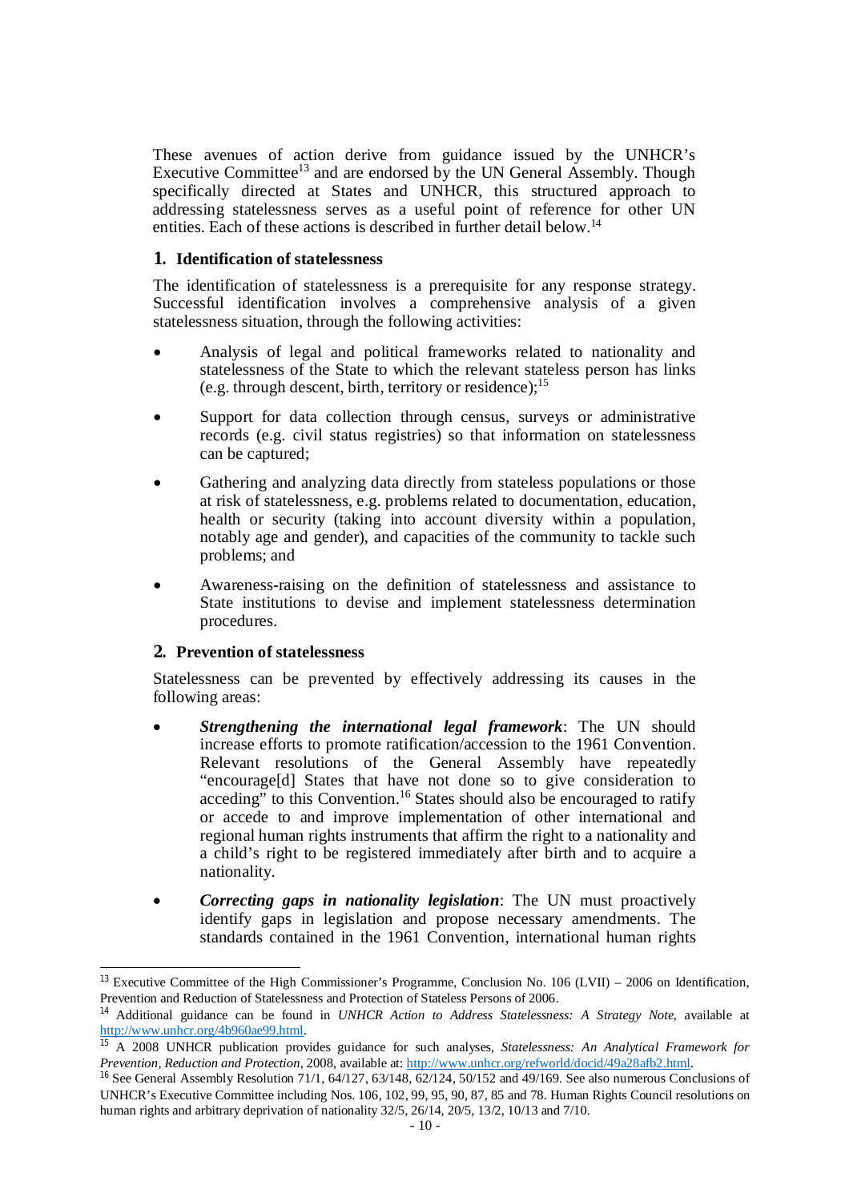These avenues of action derive from guidance issued by the UNHCR's Executive Committee[13] and are endorsed by the UN General Assembly. Though specifically directed at States and UNHCR, this structured approach to addressing statelessness serves as a useful point of reference for other UN entities. Each of these actions is described in further detail below.[14]

### 1. Identification of statelessness

The identification of statelessness is a prerequisite for any response strategy. Successful identification involves a comprehensive analysis of a given statelessness situation, through the following activities:

- Analysis of legal and political frameworks related to nationality and statelessness of the State to which the relevant stateless person has links (e.g. through descent, birth, territory or residence);[15]
- Support for data collection through census, surveys or administrative records (e.g. civil status registries) so that information on statelessness can be captured;
- Gathering and analyzing data directly from stateless populations or those at risk of statelessness, e.g. problems related to documentation, education, health or security (taking into account diversity within a population, notably age and gender), and capacities of the community to tackle such problems; and
- Awareness-raising on the definition of statelessness and assistance to State institutions to devise and implement statelessness determination procedures.

### 2. Prevention of statelessness

Statelessness can be prevented by effectively addressing its causes in the following areas:

- ***Strengthening the international legal framework***: The UN should increase efforts to promote ratification/accession to the 1961 Convention. Relevant resolutions of the General Assembly have repeatedly "encourage[d] States that have not done so to give consideration to acceding" to this Convention.[16] States should also be encouraged to ratify or accede to and improve implementation of other international and regional human rights instruments that affirm the right to a nationality and a child's right to be registered immediately after birth and to acquire a nationality.
- ***Correcting gaps in nationality legislation***: The UN must proactively identify gaps in legislation and propose necessary amendments. The standards contained in the 1961 Convention, international human rights

---

[13] Executive Committee of the High Commissioner's Programme, Conclusion No. 106 (LVII) – 2006 on Identification, Prevention and Reduction of Statelessness and Protection of Stateless Persons of 2006.

[14] Additional guidance can be found in *UNHCR Action to Address Statelessness: A Strategy Note*, available at http://www.unhcr.org/4b960ae99.html.

[15] A 2008 UNHCR publication provides guidance for such analyses, *Statelessness: An Analytical Framework for Prevention, Reduction and Protection*, 2008, available at: http://www.unhcr.org/refworld/docid/49a28afb2.html.

[16] See General Assembly Resolution 71/1, 64/127, 63/148, 62/124, 50/152 and 49/169. See also numerous Conclusions of UNHCR's Executive Committee including Nos. 106, 102, 99, 95, 90, 87, 85 and 78. Human Rights Council resolutions on human rights and arbitrary deprivation of nationality 32/5, 26/14, 20/5, 13/2, 10/13 and 7/10.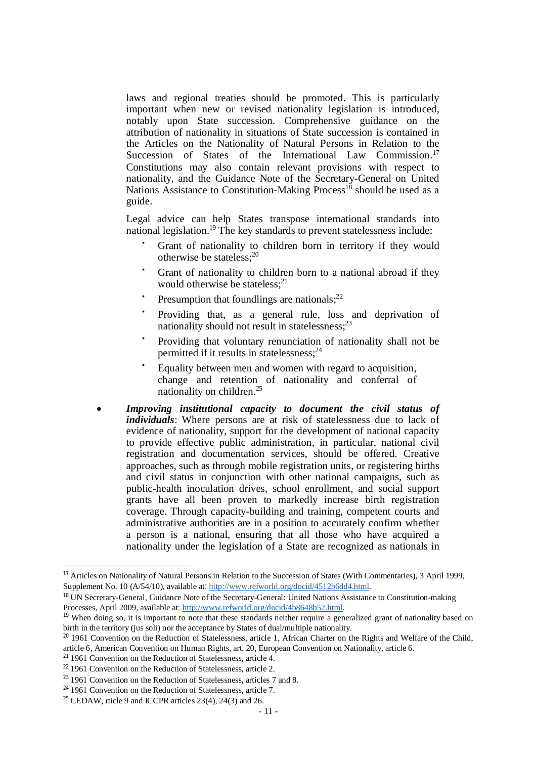laws and regional treaties should be promoted. This is particularly important when new or revised nationality legislation is introduced, notably upon State succession. Comprehensive guidance on the attribution of nationality in situations of State succession is contained in the Articles on the Nationality of Natural Persons in Relation to the Succession of States of the International Law Commission.[17] Constitutions may also contain relevant provisions with respect to nationality, and the Guidance Note of the Secretary-General on United Nations Assistance to Constitution-Making Process[18] should be used as a guide.

Legal advice can help States transpose international standards into national legislation.[19] The key standards to prevent statelessness include:

- Grant of nationality to children born in territory if they would otherwise be stateless;[20]
- Grant of nationality to children born to a national abroad if they would otherwise be stateless;[21]
- Presumption that foundlings are nationals;[22]
- Providing that, as a general rule, loss and deprivation of nationality should not result in statelessness;[23]
- Providing that voluntary renunciation of nationality shall not be permitted if it results in statelessness;[24]
- Equality between men and women with regard to acquisition, change and retention of nationality and conferral of nationality on children.[25]

- ***Improving institutional capacity to document the civil status of individuals***: Where persons are at risk of statelessness due to lack of evidence of nationality, support for the development of national capacity to provide effective public administration, in particular, national civil registration and documentation services, should be offered. Creative approaches, such as through mobile registration units, or registering births and civil status in conjunction with other national campaigns, such as public-health inoculation drives, school enrollment, and social support grants have all been proven to markedly increase birth registration coverage. Through capacity-building and training, competent courts and administrative authorities are in a position to accurately confirm whether a person is a national, ensuring that all those who have acquired a nationality under the legislation of a State are recognized as nationals in

---

[17] Articles on Nationality of Natural Persons in Relation to the Succession of States (With Commentaries), 3 April 1999, Supplement No. 10 (A/54/10), available at: http://www.refworld.org/docid/4512b6dd4.html.

[18] UN Secretary-General, Guidance Note of the Secretary-General: United Nations Assistance to Constitution-making Processes, April 2009, available at: http://www.refworld.org/docid/4b8648b52.html.

[19] When doing so, it is important to note that these standards neither require a generalized grant of nationality based on birth in the territory (jus soli) nor the acceptance by States of dual/multiple nationality.

[20] 1961 Convention on the Reduction of Statelessness, article 1, African Charter on the Rights and Welfare of the Child, article 6, American Convention on Human Rights, art. 20, European Convention on Nationality, article 6.

[21] 1961 Convention on the Reduction of Statelessness, article 4.

[22] 1961 Convention on the Reduction of Statelessness, article 2.

[23] 1961 Convention on the Reduction of Statelessness, articles 7 and 8.

[24] 1961 Convention on the Reduction of Statelessness, article 7.

[25] CEDAW, rticle 9 and ICCPR articles 23(4), 24(3) and 26.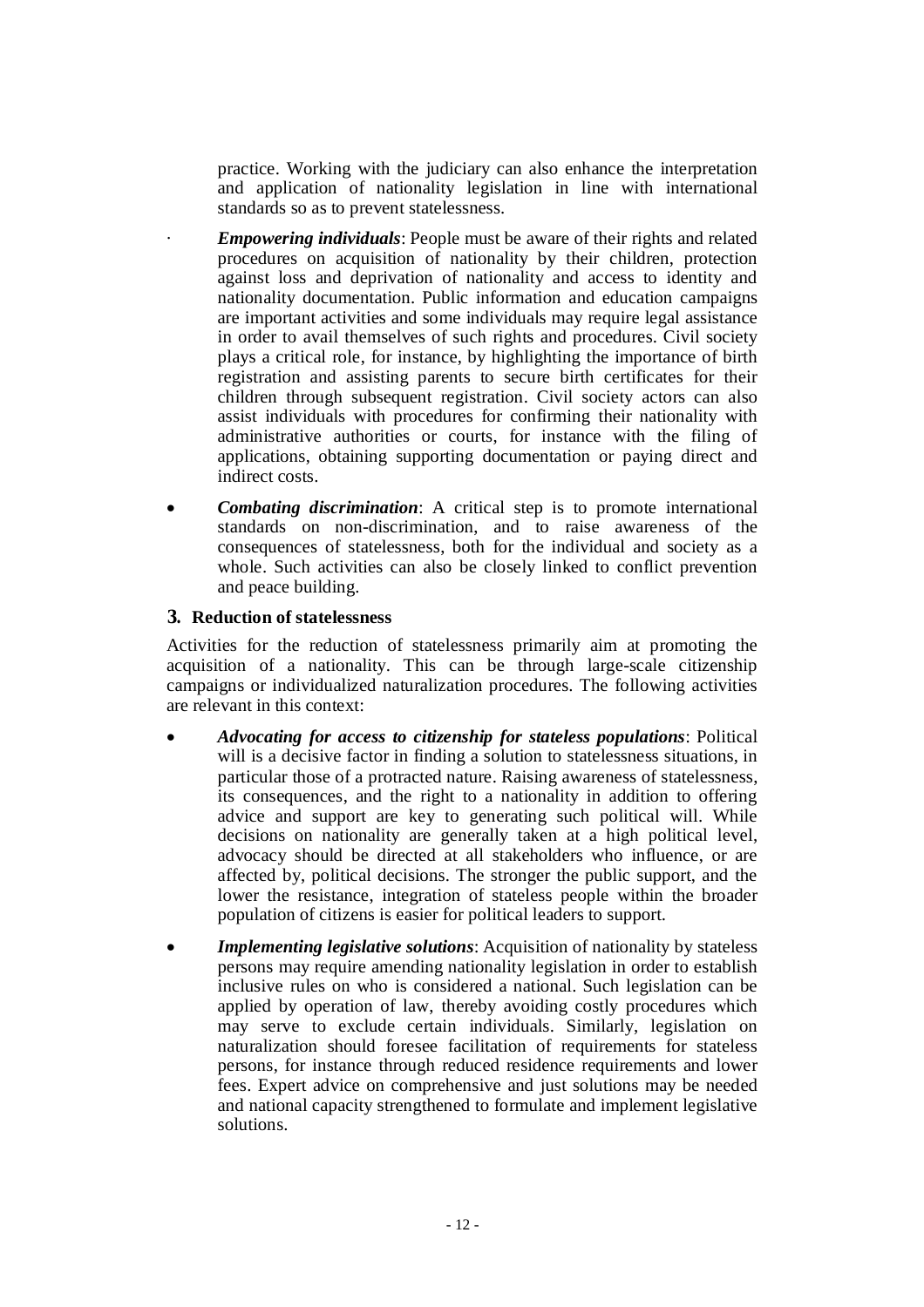practice. Working with the judiciary can also enhance the interpretation and application of nationality legislation in line with international standards so as to prevent statelessness.

- ***Empowering individuals***: People must be aware of their rights and related procedures on acquisition of nationality by their children, protection against loss and deprivation of nationality and access to identity and nationality documentation. Public information and education campaigns are important activities and some individuals may require legal assistance in order to avail themselves of such rights and procedures. Civil society plays a critical role, for instance, by highlighting the importance of birth registration and assisting parents to secure birth certificates for their children through subsequent registration. Civil society actors can also assist individuals with procedures for confirming their nationality with administrative authorities or courts, for instance with the filing of applications, obtaining supporting documentation or paying direct and indirect costs.

- ***Combating discrimination***: A critical step is to promote international standards on non-discrimination, and to raise awareness of the consequences of statelessness, both for the individual and society as a whole. Such activities can also be closely linked to conflict prevention and peace building.

### 3. Reduction of statelessness

Activities for the reduction of statelessness primarily aim at promoting the acquisition of a nationality. This can be through large-scale citizenship campaigns or individualized naturalization procedures. The following activities are relevant in this context:

- ***Advocating for access to citizenship for stateless populations***: Political will is a decisive factor in finding a solution to statelessness situations, in particular those of a protracted nature. Raising awareness of statelessness, its consequences, and the right to a nationality in addition to offering advice and support are key to generating such political will. While decisions on nationality are generally taken at a high political level, advocacy should be directed at all stakeholders who influence, or are affected by, political decisions. The stronger the public support, and the lower the resistance, integration of stateless people within the broader population of citizens is easier for political leaders to support.

- ***Implementing legislative solutions***: Acquisition of nationality by stateless persons may require amending nationality legislation in order to establish inclusive rules on who is considered a national. Such legislation can be applied by operation of law, thereby avoiding costly procedures which may serve to exclude certain individuals. Similarly, legislation on naturalization should foresee facilitation of requirements for stateless persons, for instance through reduced residence requirements and lower fees. Expert advice on comprehensive and just solutions may be needed and national capacity strengthened to formulate and implement legislative solutions.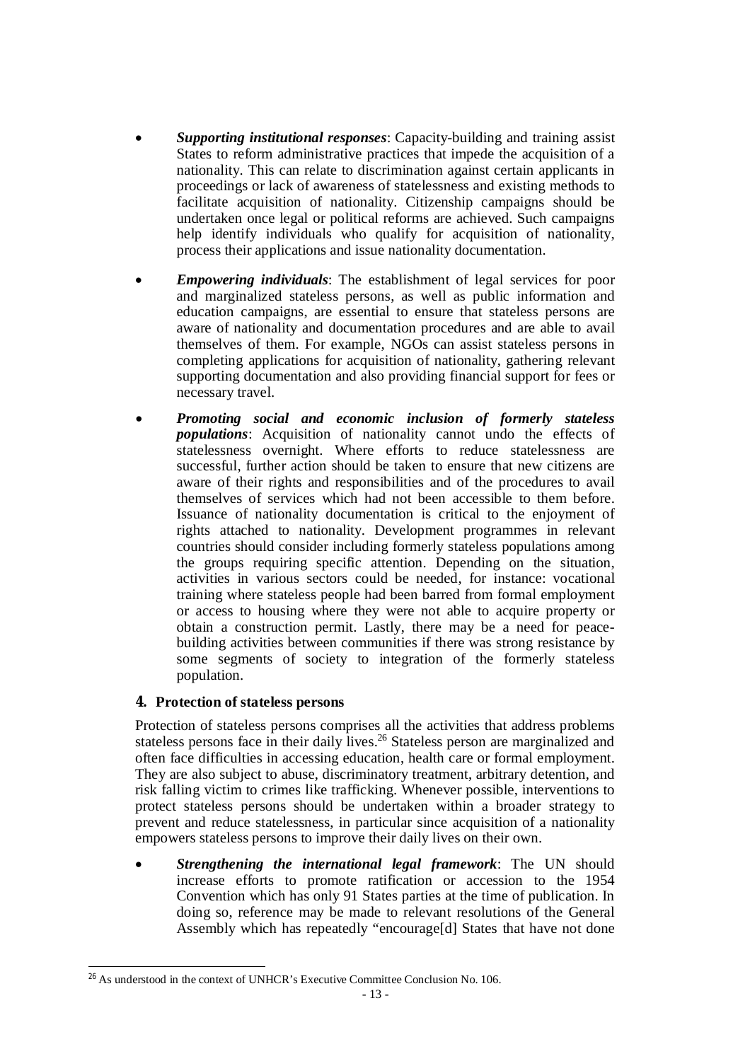- ***Supporting institutional responses***: Capacity-building and training assist States to reform administrative practices that impede the acquisition of a nationality. This can relate to discrimination against certain applicants in proceedings or lack of awareness of statelessness and existing methods to facilitate acquisition of nationality. Citizenship campaigns should be undertaken once legal or political reforms are achieved. Such campaigns help identify individuals who qualify for acquisition of nationality, process their applications and issue nationality documentation.

- ***Empowering individuals***: The establishment of legal services for poor and marginalized stateless persons, as well as public information and education campaigns, are essential to ensure that stateless persons are aware of nationality and documentation procedures and are able to avail themselves of them. For example, NGOs can assist stateless persons in completing applications for acquisition of nationality, gathering relevant supporting documentation and also providing financial support for fees or necessary travel.

- ***Promoting social and economic inclusion of formerly stateless populations***: Acquisition of nationality cannot undo the effects of statelessness overnight. Where efforts to reduce statelessness are successful, further action should be taken to ensure that new citizens are aware of their rights and responsibilities and of the procedures to avail themselves of services which had not been accessible to them before. Issuance of nationality documentation is critical to the enjoyment of rights attached to nationality. Development programmes in relevant countries should consider including formerly stateless populations among the groups requiring specific attention. Depending on the situation, activities in various sectors could be needed, for instance: vocational training where stateless people had been barred from formal employment or access to housing where they were not able to acquire property or obtain a construction permit. Lastly, there may be a need for peace-building activities between communities if there was strong resistance by some segments of society to integration of the formerly stateless population.

## 4. Protection of stateless persons

Protection of stateless persons comprises all the activities that address problems stateless persons face in their daily lives.[26] Stateless person are marginalized and often face difficulties in accessing education, health care or formal employment. They are also subject to abuse, discriminatory treatment, arbitrary detention, and risk falling victim to crimes like trafficking. Whenever possible, interventions to protect stateless persons should be undertaken within a broader strategy to prevent and reduce statelessness, in particular since acquisition of a nationality empowers stateless persons to improve their daily lives on their own.

- ***Strengthening the international legal framework***: The UN should increase efforts to promote ratification or accession to the 1954 Convention which has only 91 States parties at the time of publication. In doing so, reference may be made to relevant resolutions of the General Assembly which has repeatedly "encourage[d] States that have not done

---

[26] As understood in the context of UNHCR's Executive Committee Conclusion No. 106.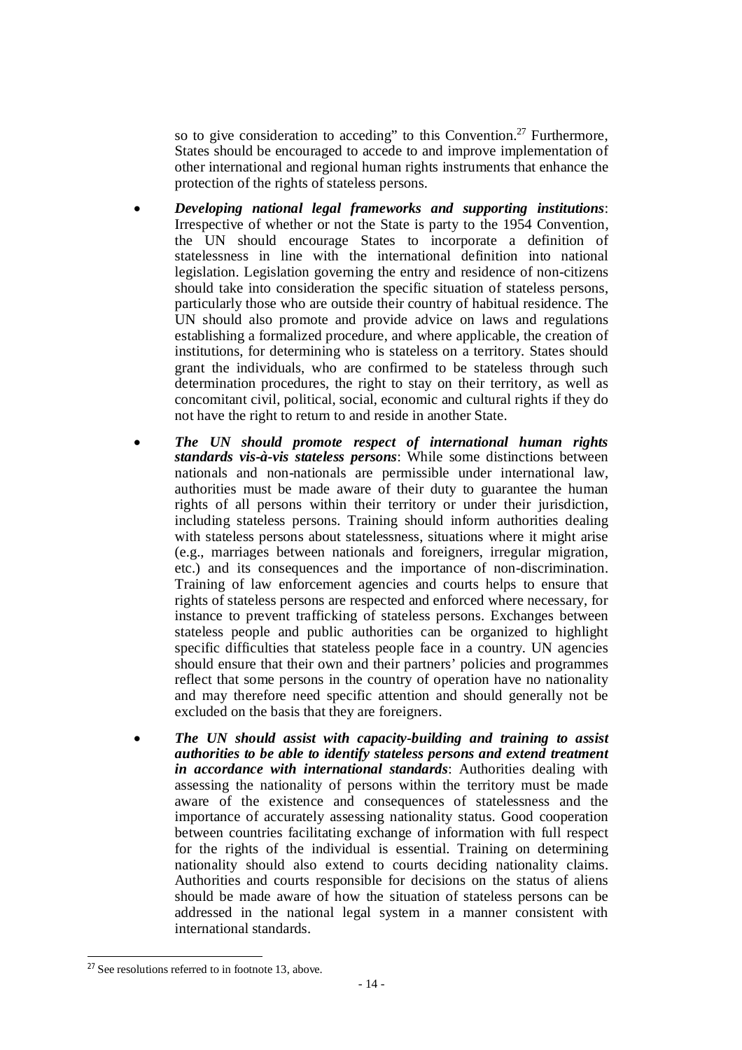so to give consideration to acceding" to this Convention.[27] Furthermore, States should be encouraged to accede to and improve implementation of other international and regional human rights instruments that enhance the protection of the rights of stateless persons.

- ***Developing national legal frameworks and supporting institutions***: Irrespective of whether or not the State is party to the 1954 Convention, the UN should encourage States to incorporate a definition of statelessness in line with the international definition into national legislation. Legislation governing the entry and residence of non-citizens should take into consideration the specific situation of stateless persons, particularly those who are outside their country of habitual residence. The UN should also promote and provide advice on laws and regulations establishing a formalized procedure, and where applicable, the creation of institutions, for determining who is stateless on a territory. States should grant the individuals, who are confirmed to be stateless through such determination procedures, the right to stay on their territory, as well as concomitant civil, political, social, economic and cultural rights if they do not have the right to return to and reside in another State.

- ***The UN should promote respect of international human rights standards vis-à-vis stateless persons***: While some distinctions between nationals and non-nationals are permissible under international law, authorities must be made aware of their duty to guarantee the human rights of all persons within their territory or under their jurisdiction, including stateless persons. Training should inform authorities dealing with stateless persons about statelessness, situations where it might arise (e.g., marriages between nationals and foreigners, irregular migration, etc.) and its consequences and the importance of non-discrimination. Training of law enforcement agencies and courts helps to ensure that rights of stateless persons are respected and enforced where necessary, for instance to prevent trafficking of stateless persons. Exchanges between stateless people and public authorities can be organized to highlight specific difficulties that stateless people face in a country. UN agencies should ensure that their own and their partners' policies and programmes reflect that some persons in the country of operation have no nationality and may therefore need specific attention and should generally not be excluded on the basis that they are foreigners.

- ***The UN should assist with capacity-building and training to assist authorities to be able to identify stateless persons and extend treatment in accordance with international standards***: Authorities dealing with assessing the nationality of persons within the territory must be made aware of the existence and consequences of statelessness and the importance of accurately assessing nationality status. Good cooperation between countries facilitating exchange of information with full respect for the rights of the individual is essential. Training on determining nationality should also extend to courts deciding nationality claims. Authorities and courts responsible for decisions on the status of aliens should be made aware of how the situation of stateless persons can be addressed in the national legal system in a manner consistent with international standards.

[27] See resolutions referred to in footnote 13, above.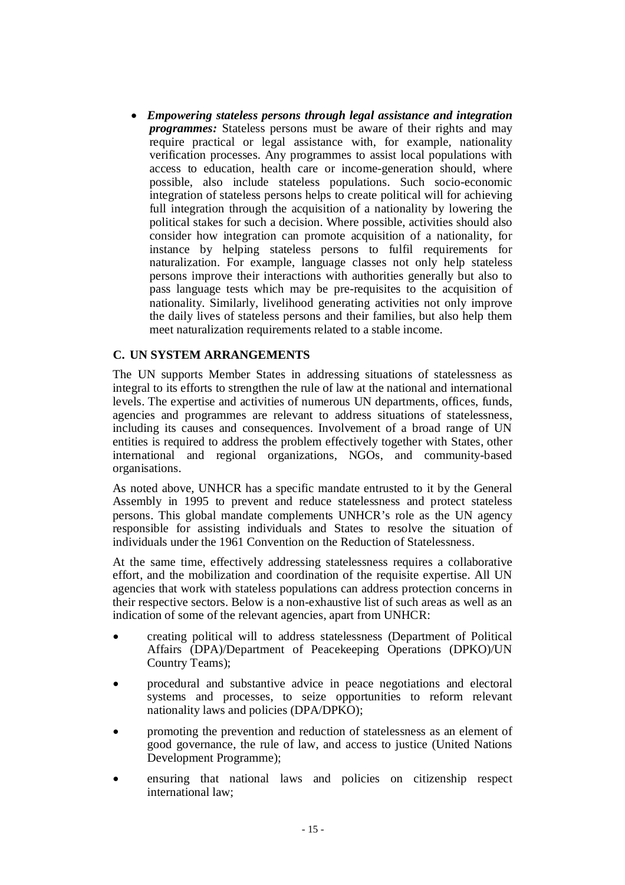- ***Empowering stateless persons through legal assistance and integration programmes:*** Stateless persons must be aware of their rights and may require practical or legal assistance with, for example, nationality verification processes. Any programmes to assist local populations with access to education, health care or income-generation should, where possible, also include stateless populations. Such socio-economic integration of stateless persons helps to create political will for achieving full integration through the acquisition of a nationality by lowering the political stakes for such a decision. Where possible, activities should also consider how integration can promote acquisition of a nationality, for instance by helping stateless persons to fulfil requirements for naturalization. For example, language classes not only help stateless persons improve their interactions with authorities generally but also to pass language tests which may be pre-requisites to the acquisition of nationality. Similarly, livelihood generating activities not only improve the daily lives of stateless persons and their families, but also help them meet naturalization requirements related to a stable income.

### C. UN SYSTEM ARRANGEMENTS

The UN supports Member States in addressing situations of statelessness as integral to its efforts to strengthen the rule of law at the national and international levels. The expertise and activities of numerous UN departments, offices, funds, agencies and programmes are relevant to address situations of statelessness, including its causes and consequences. Involvement of a broad range of UN entities is required to address the problem effectively together with States, other international and regional organizations, NGOs, and community-based organisations.

As noted above, UNHCR has a specific mandate entrusted to it by the General Assembly in 1995 to prevent and reduce statelessness and protect stateless persons. This global mandate complements UNHCR's role as the UN agency responsible for assisting individuals and States to resolve the situation of individuals under the 1961 Convention on the Reduction of Statelessness.

At the same time, effectively addressing statelessness requires a collaborative effort, and the mobilization and coordination of the requisite expertise. All UN agencies that work with stateless populations can address protection concerns in their respective sectors. Below is a non-exhaustive list of such areas as well as an indication of some of the relevant agencies, apart from UNHCR:

- creating political will to address statelessness (Department of Political Affairs (DPA)/Department of Peacekeeping Operations (DPKO)/UN Country Teams);
- procedural and substantive advice in peace negotiations and electoral systems and processes, to seize opportunities to reform relevant nationality laws and policies (DPA/DPKO);
- promoting the prevention and reduction of statelessness as an element of good governance, the rule of law, and access to justice (United Nations Development Programme);
- ensuring that national laws and policies on citizenship respect international law;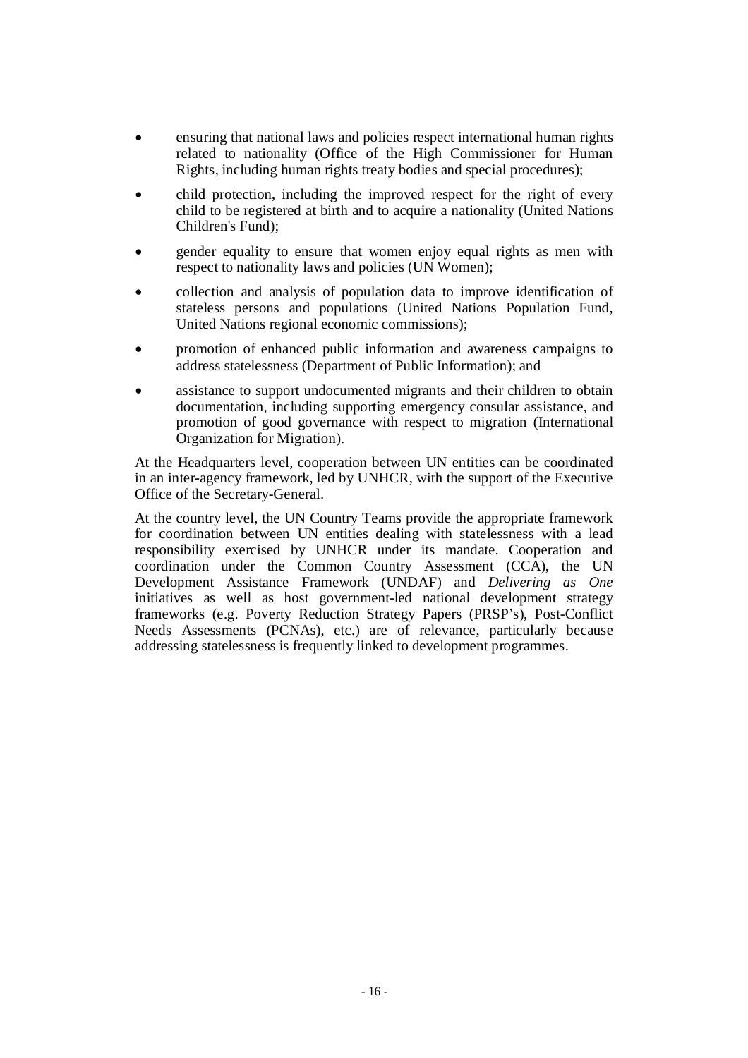- ensuring that national laws and policies respect international human rights related to nationality (Office of the High Commissioner for Human Rights, including human rights treaty bodies and special procedures);
- child protection, including the improved respect for the right of every child to be registered at birth and to acquire a nationality (United Nations Children's Fund);
- gender equality to ensure that women enjoy equal rights as men with respect to nationality laws and policies (UN Women);
- collection and analysis of population data to improve identification of stateless persons and populations (United Nations Population Fund, United Nations regional economic commissions);
- promotion of enhanced public information and awareness campaigns to address statelessness (Department of Public Information); and
- assistance to support undocumented migrants and their children to obtain documentation, including supporting emergency consular assistance, and promotion of good governance with respect to migration (International Organization for Migration).

At the Headquarters level, cooperation between UN entities can be coordinated in an inter-agency framework, led by UNHCR, with the support of the Executive Office of the Secretary-General.

At the country level, the UN Country Teams provide the appropriate framework for coordination between UN entities dealing with statelessness with a lead responsibility exercised by UNHCR under its mandate. Cooperation and coordination under the Common Country Assessment (CCA), the UN Development Assistance Framework (UNDAF) and *Delivering as One* initiatives as well as host government-led national development strategy frameworks (e.g. Poverty Reduction Strategy Papers (PRSP's), Post-Conflict Needs Assessments (PCNAs), etc.) are of relevance, particularly because addressing statelessness is frequently linked to development programmes.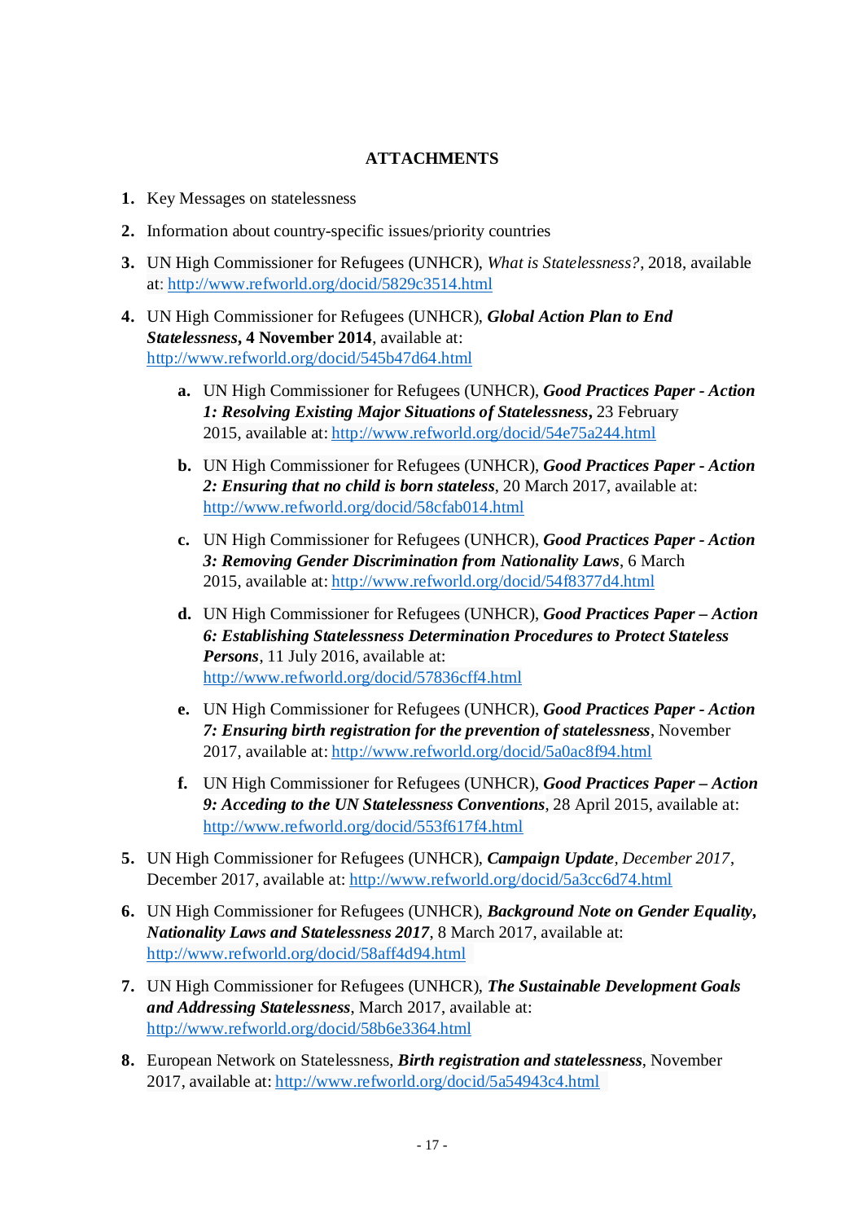## ATTACHMENTS

1. Key Messages on statelessness
2. Information about country-specific issues/priority countries
3. UN High Commissioner for Refugees (UNHCR), *What is Statelessness?*, 2018, available at: http://www.refworld.org/docid/5829c3514.html
4. UN High Commissioner for Refugees (UNHCR), ***Global Action Plan to End Statelessness*, 4 November 2014**, available at: http://www.refworld.org/docid/545b47d64.html
   a. UN High Commissioner for Refugees (UNHCR), ***Good Practices Paper - Action 1: Resolving Existing Major Situations of Statelessness***, 23 February 2015, available at: http://www.refworld.org/docid/54e75a244.html
   b. UN High Commissioner for Refugees (UNHCR), ***Good Practices Paper - Action 2: Ensuring that no child is born stateless***, 20 March 2017, available at: http://www.refworld.org/docid/58cfab014.html
   c. UN High Commissioner for Refugees (UNHCR), ***Good Practices Paper - Action 3: Removing Gender Discrimination from Nationality Laws***, 6 March 2015, available at: http://www.refworld.org/docid/54f8377d4.html
   d. UN High Commissioner for Refugees (UNHCR), ***Good Practices Paper – Action 6: Establishing Statelessness Determination Procedures to Protect Stateless Persons***, 11 July 2016, available at: http://www.refworld.org/docid/57836cff4.html
   e. UN High Commissioner for Refugees (UNHCR), ***Good Practices Paper - Action 7: Ensuring birth registration for the prevention of statelessness***, November 2017, available at: http://www.refworld.org/docid/5a0ac8f94.html
   f. UN High Commissioner for Refugees (UNHCR), ***Good Practices Paper – Action 9: Acceding to the UN Statelessness Conventions***, 28 April 2015, available at: http://www.refworld.org/docid/553f617f4.html
5. UN High Commissioner for Refugees (UNHCR), ***Campaign Update**, December 2017*, December 2017, available at: http://www.refworld.org/docid/5a3cc6d74.html
6. UN High Commissioner for Refugees (UNHCR), ***Background Note on Gender Equality, Nationality Laws and Statelessness 2017***, 8 March 2017, available at: http://www.refworld.org/docid/58aff4d94.html
7. UN High Commissioner for Refugees (UNHCR), ***The Sustainable Development Goals and Addressing Statelessness***, March 2017, available at: http://www.refworld.org/docid/58b6e3364.html
8. European Network on Statelessness, ***Birth registration and statelessness***, November 2017, available at: http://www.refworld.org/docid/5a54943c4.html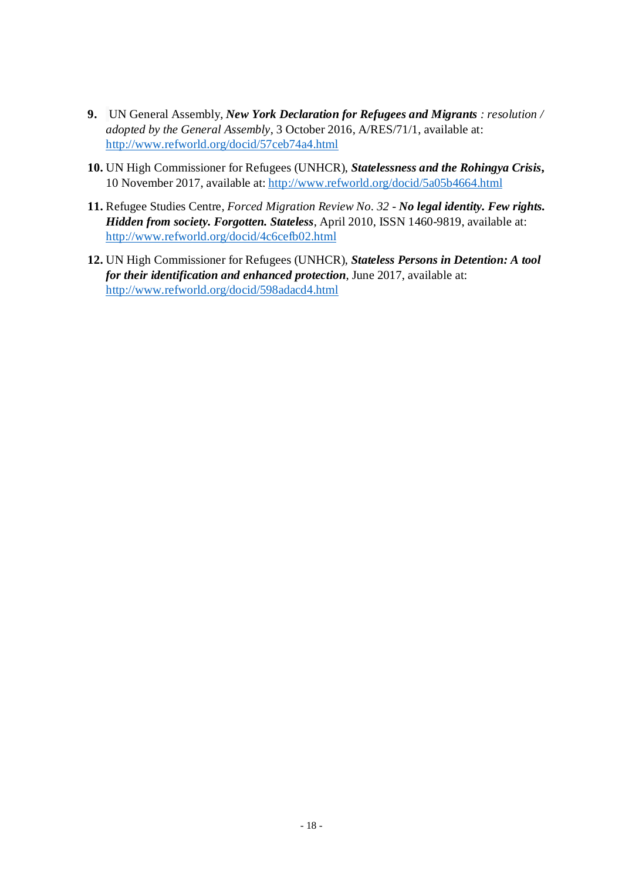9. UN General Assembly, ***New York Declaration for Refugees and Migrants** : resolution / adopted by the General Assembly*, 3 October 2016, A/RES/71/1, available at: http://www.refworld.org/docid/57ceb74a4.html

10. UN High Commissioner for Refugees (UNHCR), ***Statelessness and the Rohingya Crisis*,** 10 November 2017, available at: http://www.refworld.org/docid/5a05b4664.html

11. Refugee Studies Centre, *Forced Migration Review No. 32 - **No legal identity. Few rights. Hidden from society. Forgotten. Stateless***, April 2010, ISSN 1460-9819, available at: http://www.refworld.org/docid/4c6cefb02.html

12. UN High Commissioner for Refugees (UNHCR), ***Stateless Persons in Detention: A tool for their identification and enhanced protection***, June 2017, available at: http://www.refworld.org/docid/598adacd4.html